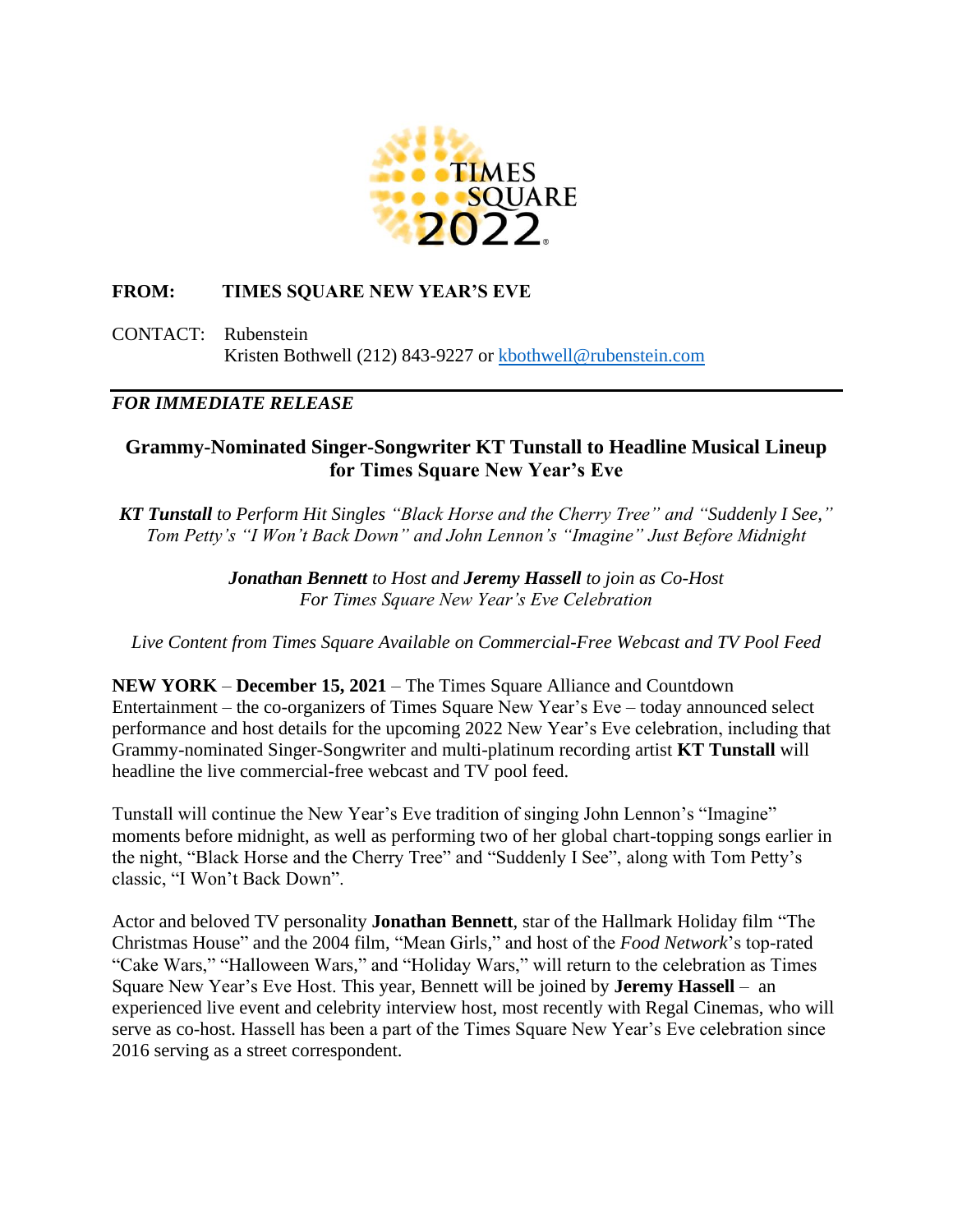TIMES SQUARE 2022

**FROM:** **TIMES SQUARE NEW YEAR'S EVE**

CONTACT: Rubenstein
Kristen Bothwell (212) 843-9227 or kbothwell@rubenstein.com

---

***FOR IMMEDIATE RELEASE***

## Grammy-Nominated Singer-Songwriter KT Tunstall to Headline Musical Lineup for Times Square New Year's Eve

***KT Tunstall*** *to Perform Hit Singles "Black Horse and the Cherry Tree" and "Suddenly I See," Tom Petty's "I Won't Back Down" and John Lennon's "Imagine" Just Before Midnight*

***Jonathan Bennett*** *to Host and* ***Jeremy Hassell*** *to join as Co-Host For Times Square New Year's Eve Celebration*

*Live Content from Times Square Available on Commercial-Free Webcast and TV Pool Feed*

**NEW YORK** – **December 15, 2021** – The Times Square Alliance and Countdown Entertainment – the co-organizers of Times Square New Year's Eve – today announced select performance and host details for the upcoming 2022 New Year's Eve celebration, including that Grammy-nominated Singer-Songwriter and multi-platinum recording artist **KT Tunstall** will headline the live commercial-free webcast and TV pool feed.

Tunstall will continue the New Year's Eve tradition of singing John Lennon's "Imagine" moments before midnight, as well as performing two of her global chart-topping songs earlier in the night, "Black Horse and the Cherry Tree" and "Suddenly I See", along with Tom Petty's classic, "I Won't Back Down".

Actor and beloved TV personality **Jonathan Bennett**, star of the Hallmark Holiday film "The Christmas House" and the 2004 film, "Mean Girls," and host of the *Food Network*'s top-rated "Cake Wars," "Halloween Wars," and "Holiday Wars," will return to the celebration as Times Square New Year's Eve Host. This year, Bennett will be joined by **Jeremy Hassell** – an experienced live event and celebrity interview host, most recently with Regal Cinemas, who will serve as co-host. Hassell has been a part of the Times Square New Year's Eve celebration since 2016 serving as a street correspondent.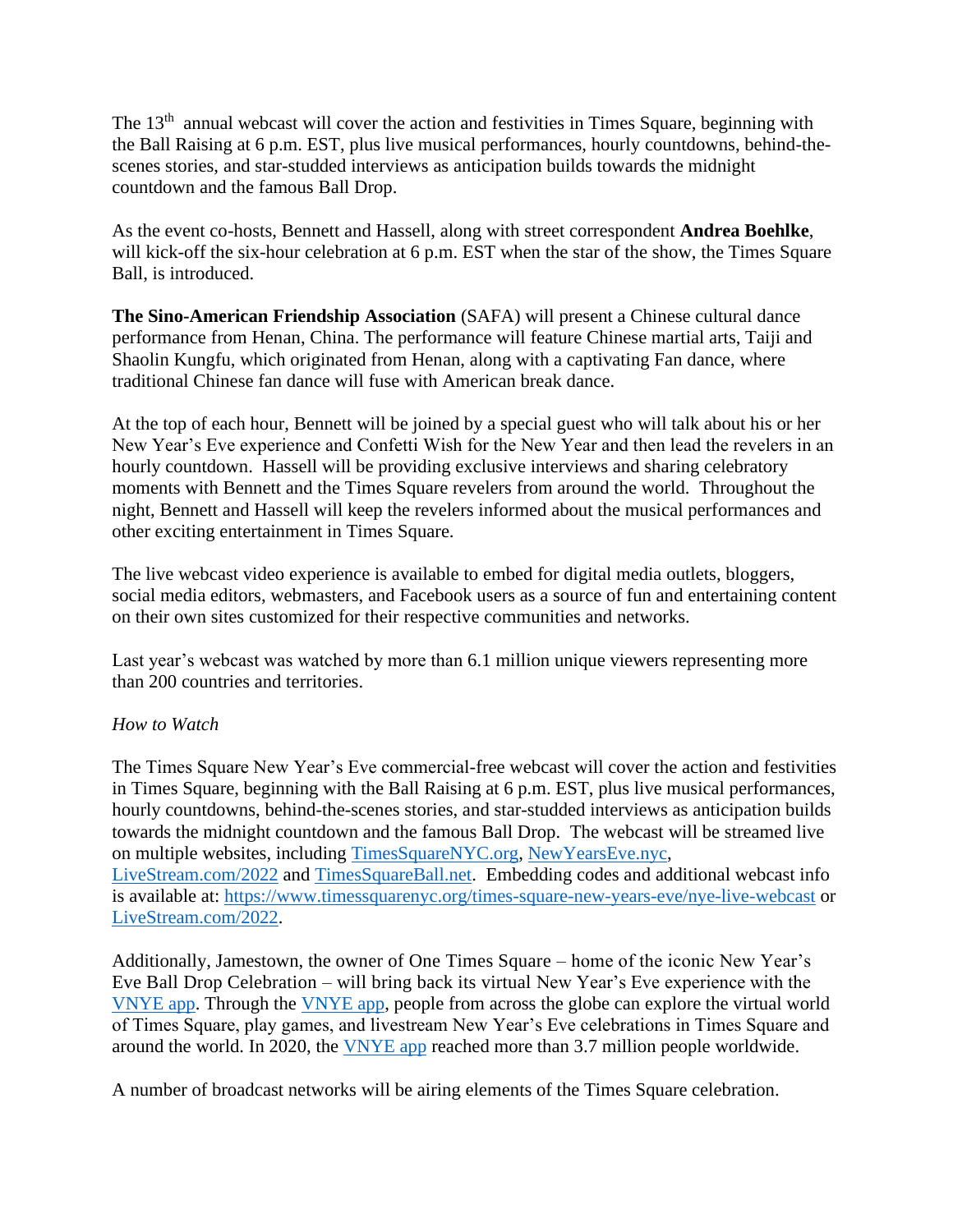The 13th annual webcast will cover the action and festivities in Times Square, beginning with the Ball Raising at 6 p.m. EST, plus live musical performances, hourly countdowns, behind-the-scenes stories, and star-studded interviews as anticipation builds towards the midnight countdown and the famous Ball Drop.

As the event co-hosts, Bennett and Hassell, along with street correspondent **Andrea Boehlke**, will kick-off the six-hour celebration at 6 p.m. EST when the star of the show, the Times Square Ball, is introduced.

**The Sino-American Friendship Association** (SAFA) will present a Chinese cultural dance performance from Henan, China. The performance will feature Chinese martial arts, Taiji and Shaolin Kungfu, which originated from Henan, along with a captivating Fan dance, where traditional Chinese fan dance will fuse with American break dance.

At the top of each hour, Bennett will be joined by a special guest who will talk about his or her New Year's Eve experience and Confetti Wish for the New Year and then lead the revelers in an hourly countdown. Hassell will be providing exclusive interviews and sharing celebratory moments with Bennett and the Times Square revelers from around the world. Throughout the night, Bennett and Hassell will keep the revelers informed about the musical performances and other exciting entertainment in Times Square.

The live webcast video experience is available to embed for digital media outlets, bloggers, social media editors, webmasters, and Facebook users as a source of fun and entertaining content on their own sites customized for their respective communities and networks.

Last year's webcast was watched by more than 6.1 million unique viewers representing more than 200 countries and territories.

*How to Watch*

The Times Square New Year's Eve commercial-free webcast will cover the action and festivities in Times Square, beginning with the Ball Raising at 6 p.m. EST, plus live musical performances, hourly countdowns, behind-the-scenes stories, and star-studded interviews as anticipation builds towards the midnight countdown and the famous Ball Drop. The webcast will be streamed live on multiple websites, including TimesSquareNYC.org, NewYearsEve.nyc, LiveStream.com/2022 and TimesSquareBall.net. Embedding codes and additional webcast info is available at: https://www.timessquarenyc.org/times-square-new-years-eve/nye-live-webcast or LiveStream.com/2022.

Additionally, Jamestown, the owner of One Times Square – home of the iconic New Year's Eve Ball Drop Celebration – will bring back its virtual New Year's Eve experience with the VNYE app. Through the VNYE app, people from across the globe can explore the virtual world of Times Square, play games, and livestream New Year's Eve celebrations in Times Square and around the world. In 2020, the VNYE app reached more than 3.7 million people worldwide.

A number of broadcast networks will be airing elements of the Times Square celebration.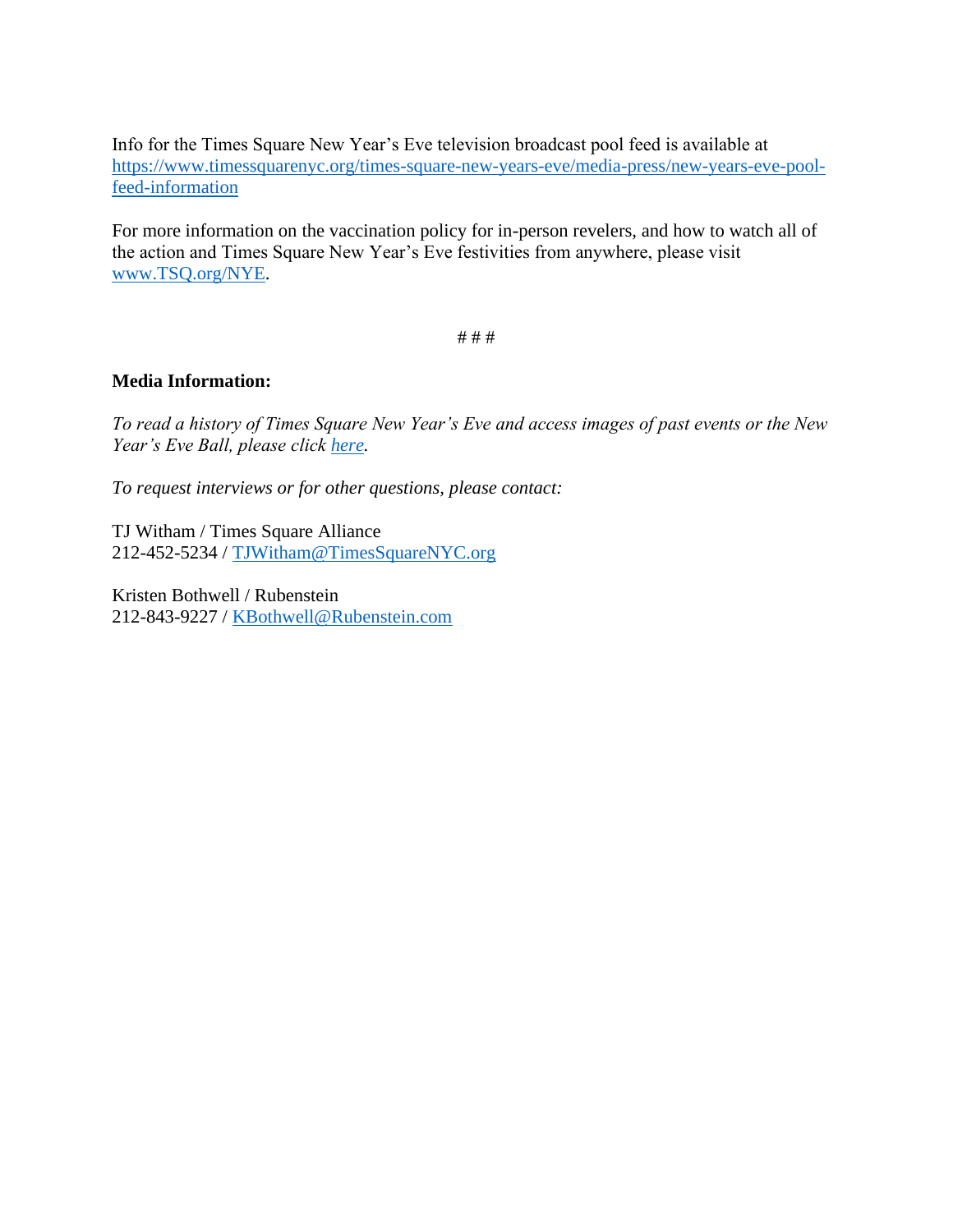Info for the Times Square New Year's Eve television broadcast pool feed is available at https://www.timessquarenyc.org/times-square-new-years-eve/media-press/new-years-eve-pool-feed-information

For more information on the vaccination policy for in-person revelers, and how to watch all of the action and Times Square New Year's Eve festivities from anywhere, please visit www.TSQ.org/NYE.

# # #

**Media Information:**

*To read a history of Times Square New Year's Eve and access images of past events or the New Year's Eve Ball, please click here.*

*To request interviews or for other questions, please contact:*

TJ Witham / Times Square Alliance
212-452-5234 / TJWitham@TimesSquareNYC.org

Kristen Bothwell / Rubenstein
212-843-9227 / KBothwell@Rubenstein.com